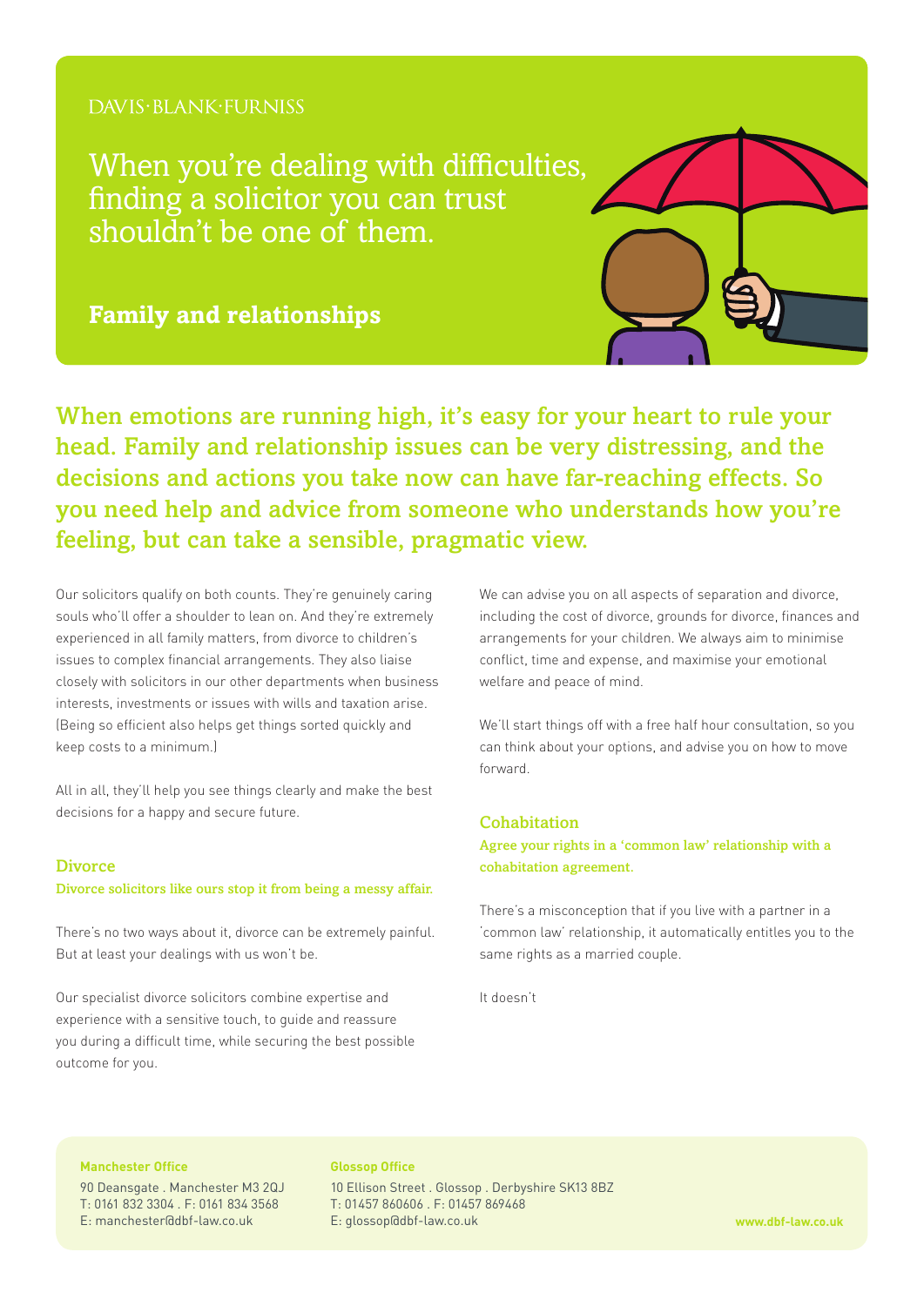DAVIS·BLANK·FURNISS

# When you're dealing with difficulties, finding a solicitor you can trust shouldn't be one of them.

## Family and relationships

**When emotions are running high, it's easy for your heart to rule your head. Family and relationship issues can be very distressing, and the decisions and actions you take now can have far-reaching effects. So you need help and advice from someone who understands how you're feeling, but can take a sensible, pragmatic view.**

Our solicitors qualify on both counts. They're genuinely caring souls who'll offer a shoulder to lean on. And they're extremely experienced in all family matters, from divorce to children's issues to complex financial arrangements. They also liaise closely with solicitors in our other departments when business interests, investments or issues with wills and taxation arise. (Being so efficient also helps get things sorted quickly and keep costs to a minimum.)

All in all, they'll help you see things clearly and make the best decisions for a happy and secure future.

### Divorce

**Divorce solicitors like ours stop it from being a messy affair.**

There's no two ways about it, divorce can be extremely painful. But at least your dealings with us won't be.

Our specialist divorce solicitors combine expertise and experience with a sensitive touch, to guide and reassure you during a difficult time, while securing the best possible outcome for you.

We can advise you on all aspects of separation and divorce, including the cost of divorce, grounds for divorce, finances and arrangements for your children. We always aim to minimise conflict, time and expense, and maximise your emotional welfare and peace of mind.

We'll start things off with a free half hour consultation, so you can think about your options, and advise you on how to move forward.

### Cohabitation

**Agree your rights in a 'common law' relationship with a cohabitation agreement.**

There's a misconception that if you live with a partner in a 'common law' relationship, it automatically entitles you to the same rights as a married couple.

It doesn't

**Manchester Office**
90 Deansgate . Manchester M3 2QJ
T: 0161 832 3304 . F: 0161 834 3568
E: manchester@dbf-law.co.uk

**Glossop Office**
10 Ellison Street . Glossop . Derbyshire SK13 8BZ
T: 01457 860606 . F: 01457 869468
E: glossop@dbf-law.co.uk

www.dbf-law.co.uk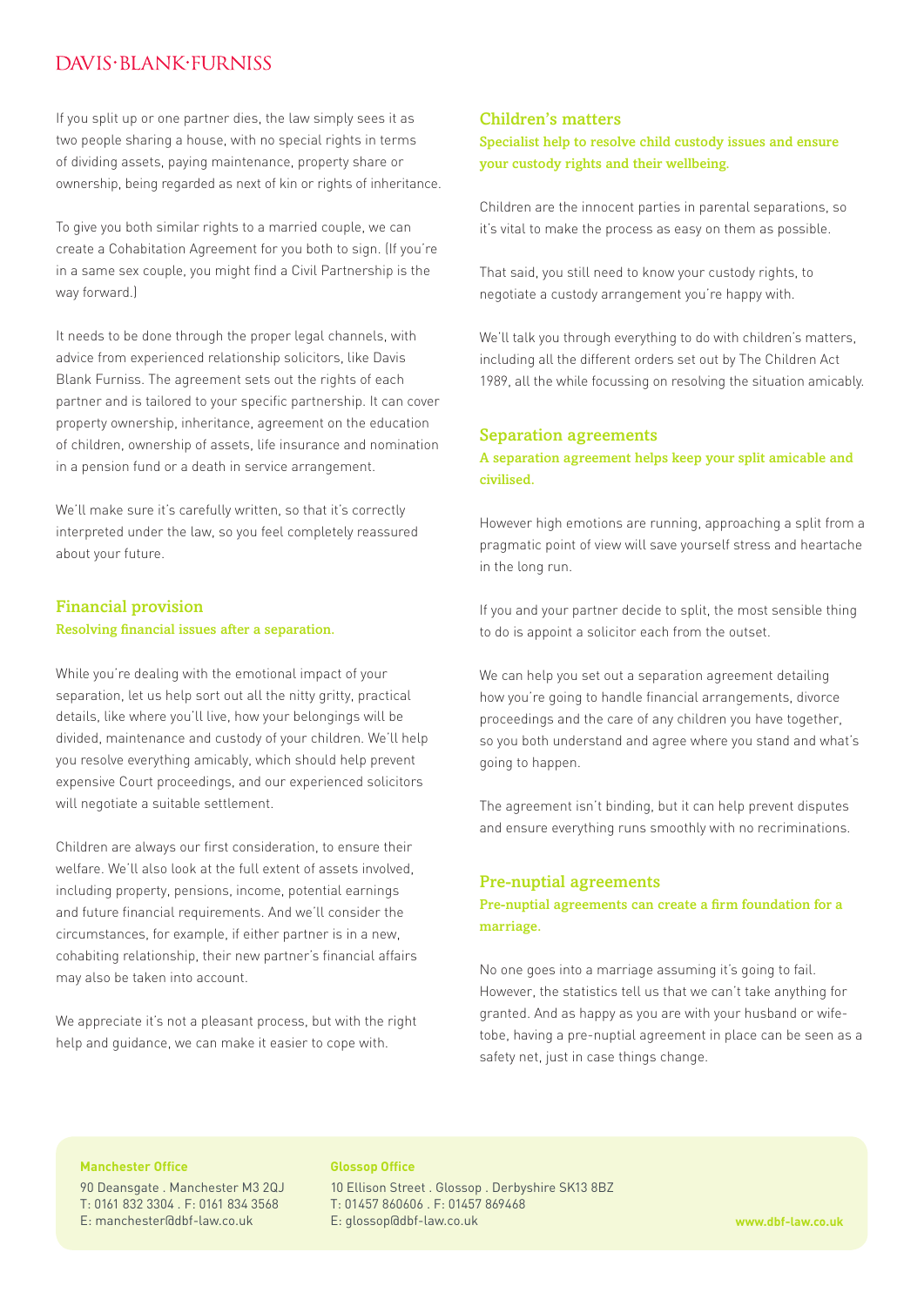If you split up or one partner dies, the law simply sees it as two people sharing a house, with no special rights in terms of dividing assets, paying maintenance, property share or ownership, being regarded as next of kin or rights of inheritance.

To give you both similar rights to a married couple, we can create a Cohabitation Agreement for you both to sign. (If you're in a same sex couple, you might find a Civil Partnership is the way forward.)

It needs to be done through the proper legal channels, with advice from experienced relationship solicitors, like Davis Blank Furniss. The agreement sets out the rights of each partner and is tailored to your specific partnership. It can cover property ownership, inheritance, agreement on the education of children, ownership of assets, life insurance and nomination in a pension fund or a death in service arrangement.

We'll make sure it's carefully written, so that it's correctly interpreted under the law, so you feel completely reassured about your future.

## Financial provision

**Resolving financial issues after a separation.**

While you're dealing with the emotional impact of your separation, let us help sort out all the nitty gritty, practical details, like where you'll live, how your belongings will be divided, maintenance and custody of your children. We'll help you resolve everything amicably, which should help prevent expensive Court proceedings, and our experienced solicitors will negotiate a suitable settlement.

Children are always our first consideration, to ensure their welfare. We'll also look at the full extent of assets involved, including property, pensions, income, potential earnings and future financial requirements. And we'll consider the circumstances, for example, if either partner is in a new, cohabiting relationship, their new partner's financial affairs may also be taken into account.

We appreciate it's not a pleasant process, but with the right help and guidance, we can make it easier to cope with.

## Children's matters

**Specialist help to resolve child custody issues and ensure your custody rights and their wellbeing.**

Children are the innocent parties in parental separations, so it's vital to make the process as easy on them as possible.

That said, you still need to know your custody rights, to negotiate a custody arrangement you're happy with.

We'll talk you through everything to do with children's matters, including all the different orders set out by The Children Act 1989, all the while focussing on resolving the situation amicably.

## Separation agreements

**A separation agreement helps keep your split amicable and civilised.**

However high emotions are running, approaching a split from a pragmatic point of view will save yourself stress and heartache in the long run.

If you and your partner decide to split, the most sensible thing to do is appoint a solicitor each from the outset.

We can help you set out a separation agreement detailing how you're going to handle financial arrangements, divorce proceedings and the care of any children you have together, so you both understand and agree where you stand and what's going to happen.

The agreement isn't binding, but it can help prevent disputes and ensure everything runs smoothly with no recriminations.

## Pre-nuptial agreements

**Pre-nuptial agreements can create a firm foundation for a marriage.**

No one goes into a marriage assuming it's going to fail. However, the statistics tell us that we can't take anything for granted. And as happy as you are with your husband or wife-tobe, having a pre-nuptial agreement in place can be seen as a safety net, just in case things change.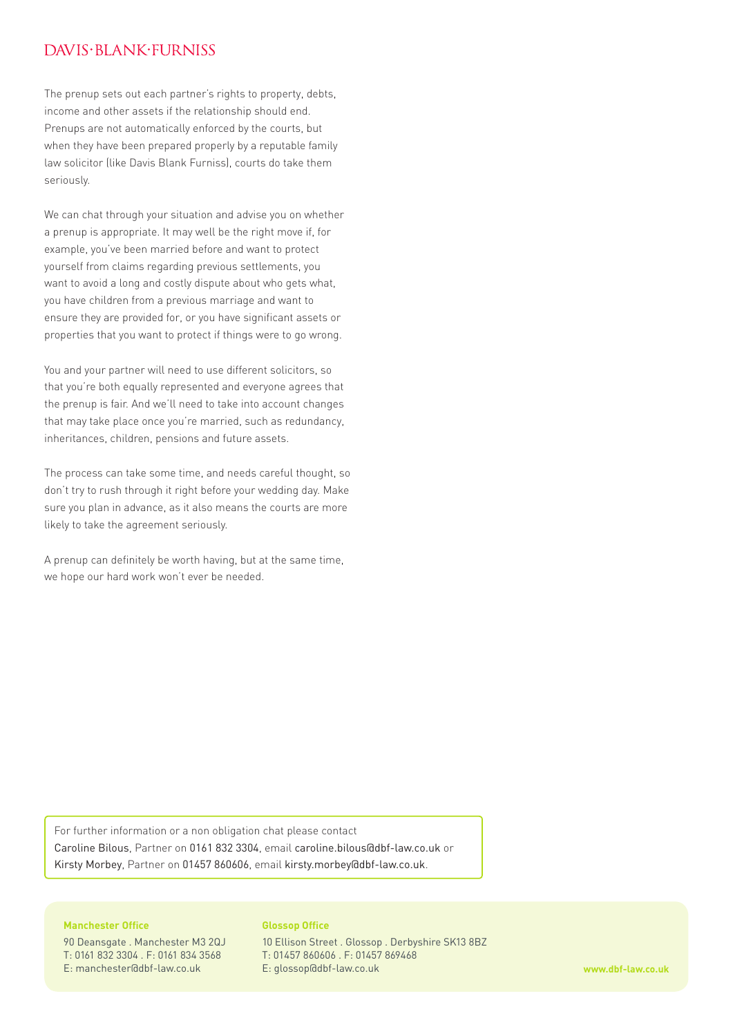The prenup sets out each partner's rights to property, debts, income and other assets if the relationship should end. Prenups are not automatically enforced by the courts, but when they have been prepared properly by a reputable family law solicitor (like Davis Blank Furniss), courts do take them seriously.

We can chat through your situation and advise you on whether a prenup is appropriate. It may well be the right move if, for example, you've been married before and want to protect yourself from claims regarding previous settlements, you want to avoid a long and costly dispute about who gets what, you have children from a previous marriage and want to ensure they are provided for, or you have significant assets or properties that you want to protect if things were to go wrong.

You and your partner will need to use different solicitors, so that you're both equally represented and everyone agrees that the prenup is fair. And we'll need to take into account changes that may take place once you're married, such as redundancy, inheritances, children, pensions and future assets.

The process can take some time, and needs careful thought, so don't try to rush through it right before your wedding day. Make sure you plan in advance, as it also means the courts are more likely to take the agreement seriously.

A prenup can definitely be worth having, but at the same time, we hope our hard work won't ever be needed.

For further information or a non obligation chat please contact Caroline Bilous, Partner on 0161 832 3304, email caroline.bilous@dbf-law.co.uk or Kirsty Morbey, Partner on 01457 860606, email kirsty.morbey@dbf-law.co.uk.

**Manchester Office**

90 Deansgate . Manchester M3 2QJ
T: 0161 832 3304 . F: 0161 834 3568
E: manchester@dbf-law.co.uk

**Glossop Office**

10 Ellison Street . Glossop . Derbyshire SK13 8BZ
T: 01457 860606 . F: 01457 869468
E: glossop@dbf-law.co.uk

**www.dbf-law.co.uk**